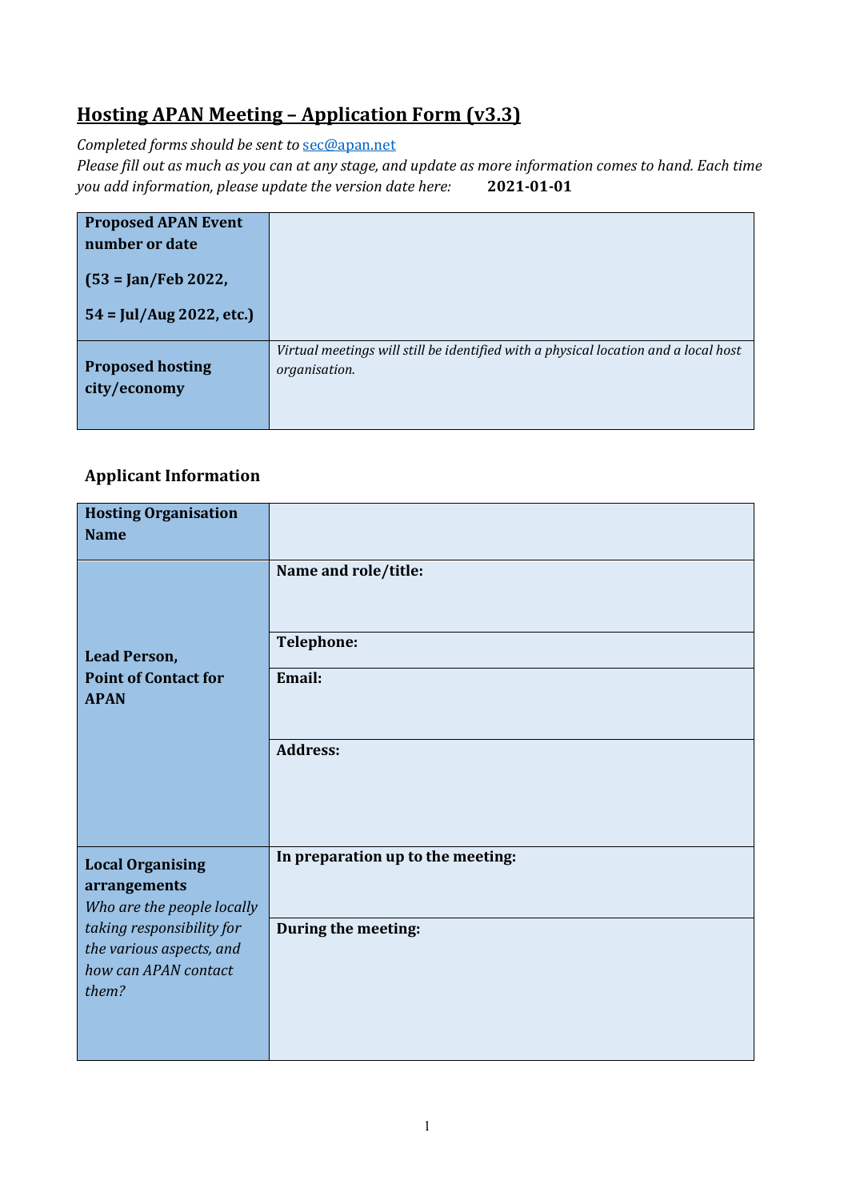# Hosting APAN Meeting – Application Form (v3.3)

*Completed forms should be sent to* [sec@apan.net](mailto:sec@apan.net)

*Please fill out as much as you can at any stage, and update as more information comes to hand. Each time you add information, please update the version date here:* **2021-01-01**

| | |
|---|---|
| **Proposed APAN Event number or date**<br><br>**(53 = Jan/Feb 2022,**<br><br>**54 = Jul/Aug 2022, etc.)** | |
| **Proposed hosting city/economy** | *Virtual meetings will still be identified with a physical location and a local host organisation.* |

### Applicant Information

| | |
|---|---|
| **Hosting Organisation Name** | |
| **Lead Person, Point of Contact for APAN** | **Name and role/title:** |
| | **Telephone:** |
| | **Email:** |
| | **Address:** |
| **Local Organising arrangements**<br>*Who are the people locally taking responsibility for the various aspects, and how can APAN contact them?* | **In preparation up to the meeting:** |
| | **During the meeting:** |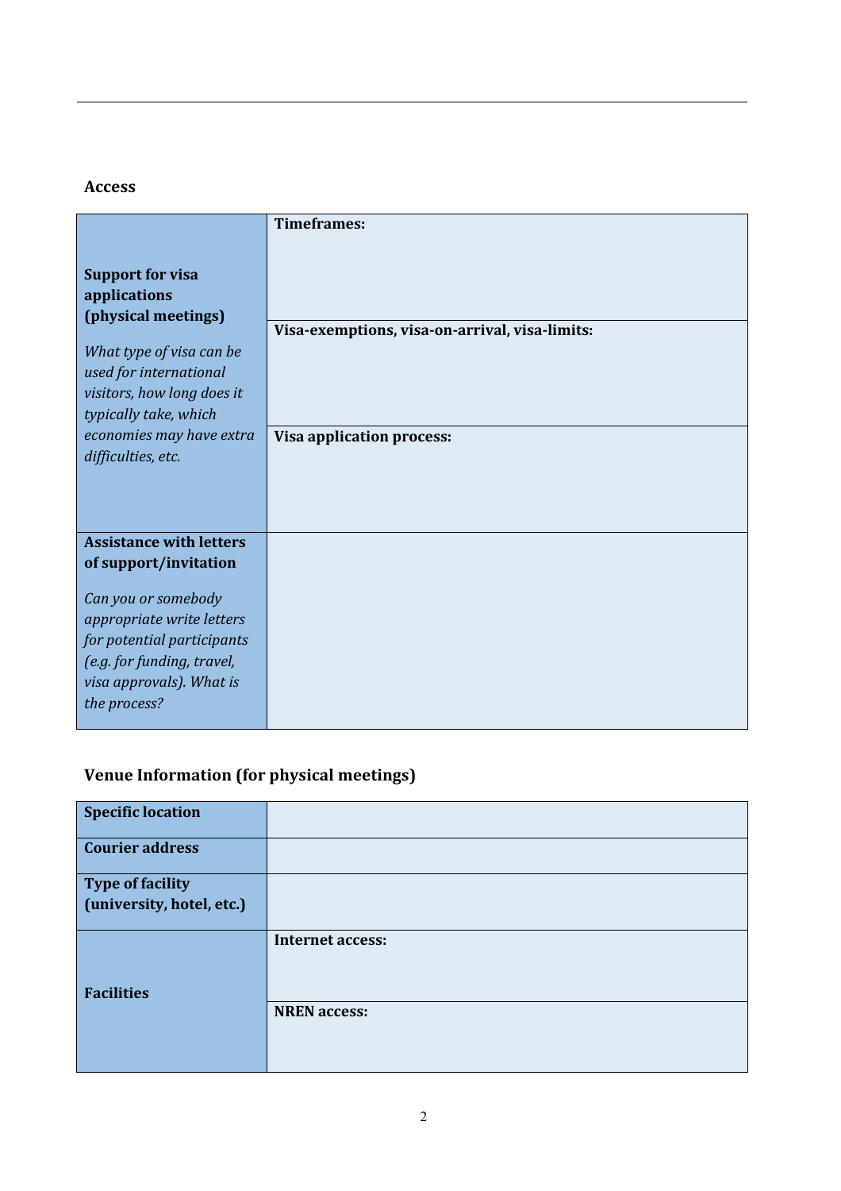## Access

| | |
|---|---|
| **Support for visa applications (physical meetings)**<br><br>*What type of visa can be used for international visitors, how long does it typically take, which economies may have extra difficulties, etc.* | **Timeframes:** |
| | **Visa-exemptions, visa-on-arrival, visa-limits:** |
| | **Visa application process:** |
| **Assistance with letters of support/invitation**<br><br>*Can you or somebody appropriate write letters for potential participants (e.g. for funding, travel, visa approvals). What is the process?* | |

## Venue Information (for physical meetings)

| | |
|---|---|
| **Specific location** | |
| **Courier address** | |
| **Type of facility (university, hotel, etc.)** | |
| **Facilities** | **Internet access:** |
| | **NREN access:** |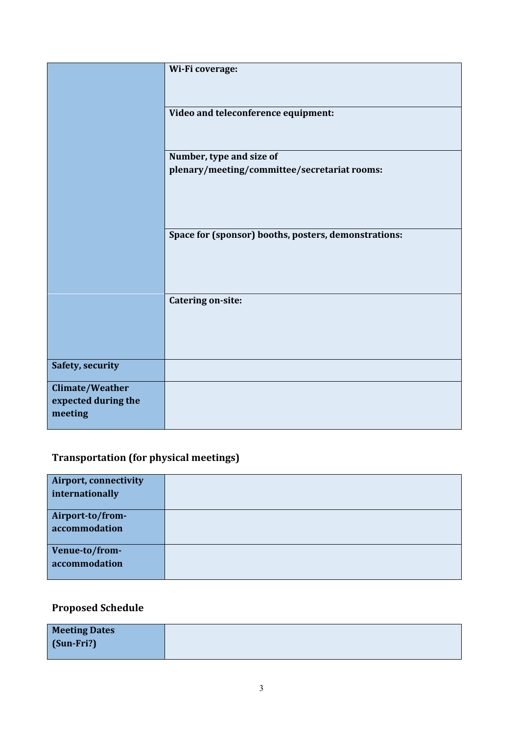| | |
|---|---|
| | **Wi-Fi coverage:** |
| | **Video and teleconference equipment:** |
| | **Number, type and size of plenary/meeting/committee/secretariat rooms:** |
| | **Space for (sponsor) booths, posters, demonstrations:** |
| | **Catering on-site:** |
| **Safety, security** | |
| **Climate/Weather expected during the meeting** | |

## Transportation (for physical meetings)

| | |
|---|---|
| **Airport, connectivity internationally** | |
| **Airport-to/from-accommodation** | |
| **Venue-to/from-accommodation** | |

## Proposed Schedule

| | |
|---|---|
| **Meeting Dates (Sun-Fri?)** | |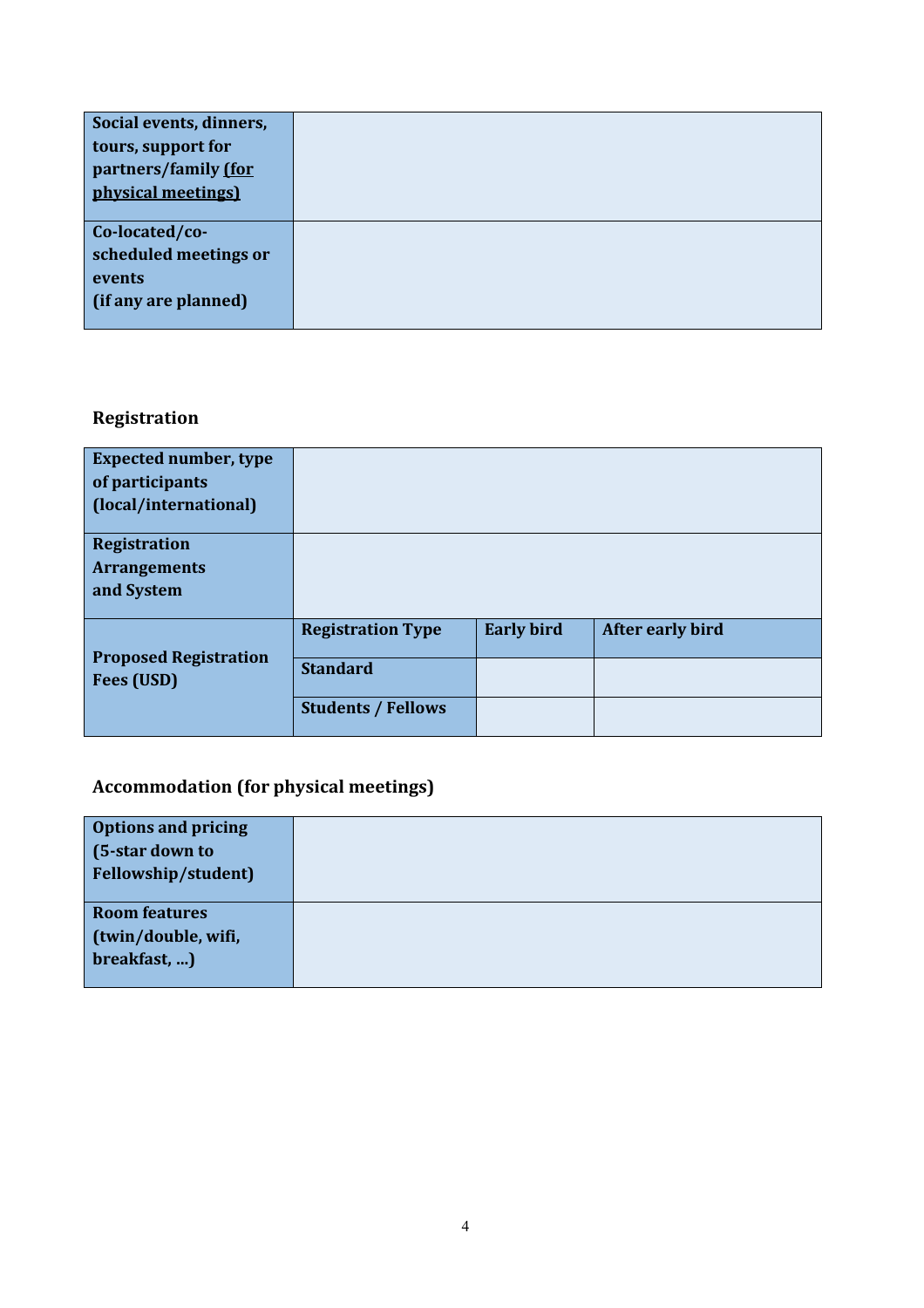| | |
|---|---|
| **Social events, dinners, tours, support for partners/family (for physical meetings)** | |
| **Co-located/co-scheduled meetings or events (if any are planned)** | |

### Registration

| | | | |
|---|---|---|---|
| **Expected number, type of participants (local/international)** | | | |
| **Registration Arrangements and System** | | | |
| **Proposed Registration Fees (USD)** | **Registration Type** | **Early bird** | **After early bird** |
| | **Standard** | | |
| | **Students / Fellows** | | |

### Accommodation (for physical meetings)

| | |
|---|---|
| **Options and pricing (5-star down to Fellowship/student)** | |
| **Room features (twin/double, wifi, breakfast, …)** | |